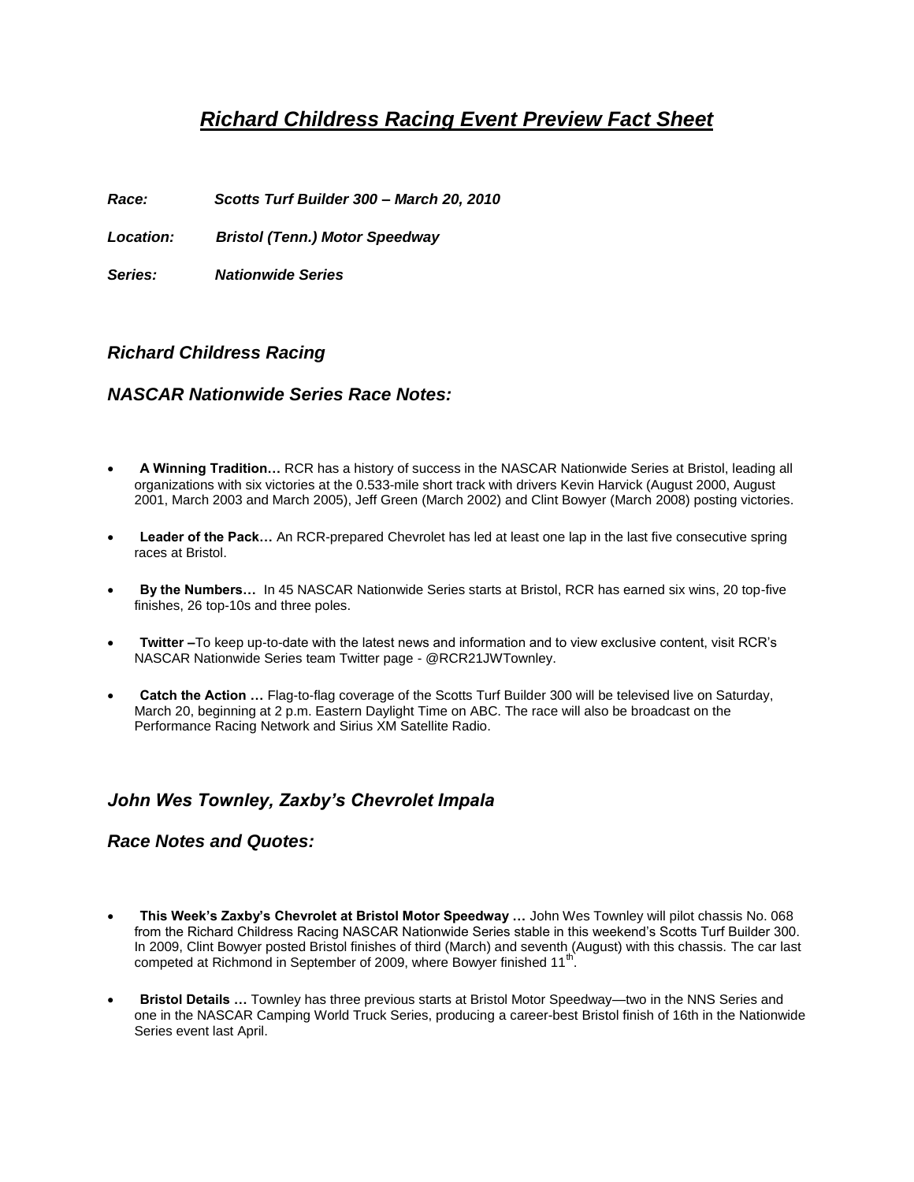# *Richard Childress Racing Event Preview Fact Sheet*

***Race:*** ***Scotts Turf Builder 300 – March 20, 2010***

***Location:*** ***Bristol (Tenn.) Motor Speedway***

***Series:*** ***Nationwide Series***

## *Richard Childress Racing*

## *NASCAR Nationwide Series Race Notes:*

- **A Winning Tradition…** RCR has a history of success in the NASCAR Nationwide Series at Bristol, leading all organizations with six victories at the 0.533-mile short track with drivers Kevin Harvick (August 2000, August 2001, March 2003 and March 2005), Jeff Green (March 2002) and Clint Bowyer (March 2008) posting victories.
- **Leader of the Pack…** An RCR-prepared Chevrolet has led at least one lap in the last five consecutive spring races at Bristol.
- **By the Numbers…** In 45 NASCAR Nationwide Series starts at Bristol, RCR has earned six wins, 20 top-five finishes, 26 top-10s and three poles.
- **Twitter –**To keep up-to-date with the latest news and information and to view exclusive content, visit RCR's NASCAR Nationwide Series team Twitter page - @RCR21JWTownley.
- **Catch the Action …** Flag-to-flag coverage of the Scotts Turf Builder 300 will be televised live on Saturday, March 20, beginning at 2 p.m. Eastern Daylight Time on ABC. The race will also be broadcast on the Performance Racing Network and Sirius XM Satellite Radio.

## *John Wes Townley, Zaxby's Chevrolet Impala*

## *Race Notes and Quotes:*

- **This Week's Zaxby's Chevrolet at Bristol Motor Speedway …** John Wes Townley will pilot chassis No. 068 from the Richard Childress Racing NASCAR Nationwide Series stable in this weekend's Scotts Turf Builder 300. In 2009, Clint Bowyer posted Bristol finishes of third (March) and seventh (August) with this chassis. The car last competed at Richmond in September of 2009, where Bowyer finished 11th.
- **Bristol Details …** Townley has three previous starts at Bristol Motor Speedway—two in the NNS Series and one in the NASCAR Camping World Truck Series, producing a career-best Bristol finish of 16th in the Nationwide Series event last April.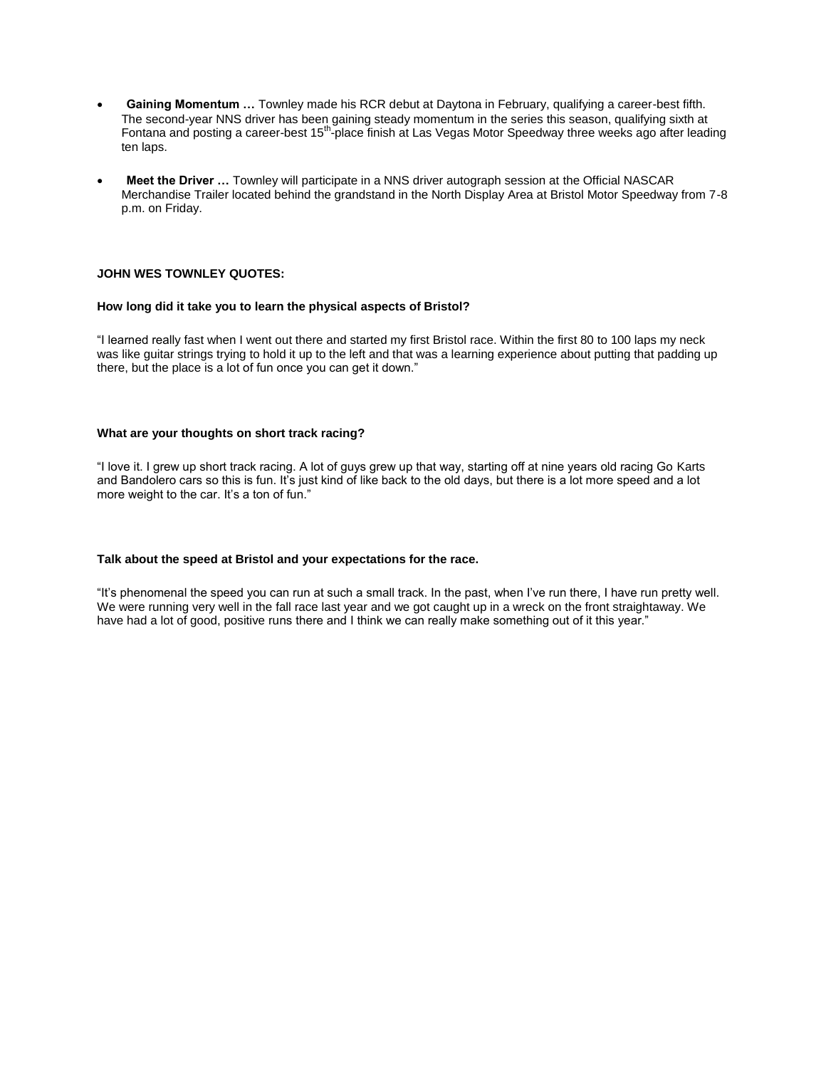- **Gaining Momentum …** Townley made his RCR debut at Daytona in February, qualifying a career-best fifth. The second-year NNS driver has been gaining steady momentum in the series this season, qualifying sixth at Fontana and posting a career-best 15th-place finish at Las Vegas Motor Speedway three weeks ago after leading ten laps.

- **Meet the Driver …** Townley will participate in a NNS driver autograph session at the Official NASCAR Merchandise Trailer located behind the grandstand in the North Display Area at Bristol Motor Speedway from 7-8 p.m. on Friday.

**JOHN WES TOWNLEY QUOTES:**

**How long did it take you to learn the physical aspects of Bristol?**

"I learned really fast when I went out there and started my first Bristol race. Within the first 80 to 100 laps my neck was like guitar strings trying to hold it up to the left and that was a learning experience about putting that padding up there, but the place is a lot of fun once you can get it down."

**What are your thoughts on short track racing?**

"I love it. I grew up short track racing. A lot of guys grew up that way, starting off at nine years old racing Go Karts and Bandolero cars so this is fun. It's just kind of like back to the old days, but there is a lot more speed and a lot more weight to the car. It's a ton of fun."

**Talk about the speed at Bristol and your expectations for the race.**

"It's phenomenal the speed you can run at such a small track. In the past, when I've run there, I have run pretty well. We were running very well in the fall race last year and we got caught up in a wreck on the front straightaway. We have had a lot of good, positive runs there and I think we can really make something out of it this year."